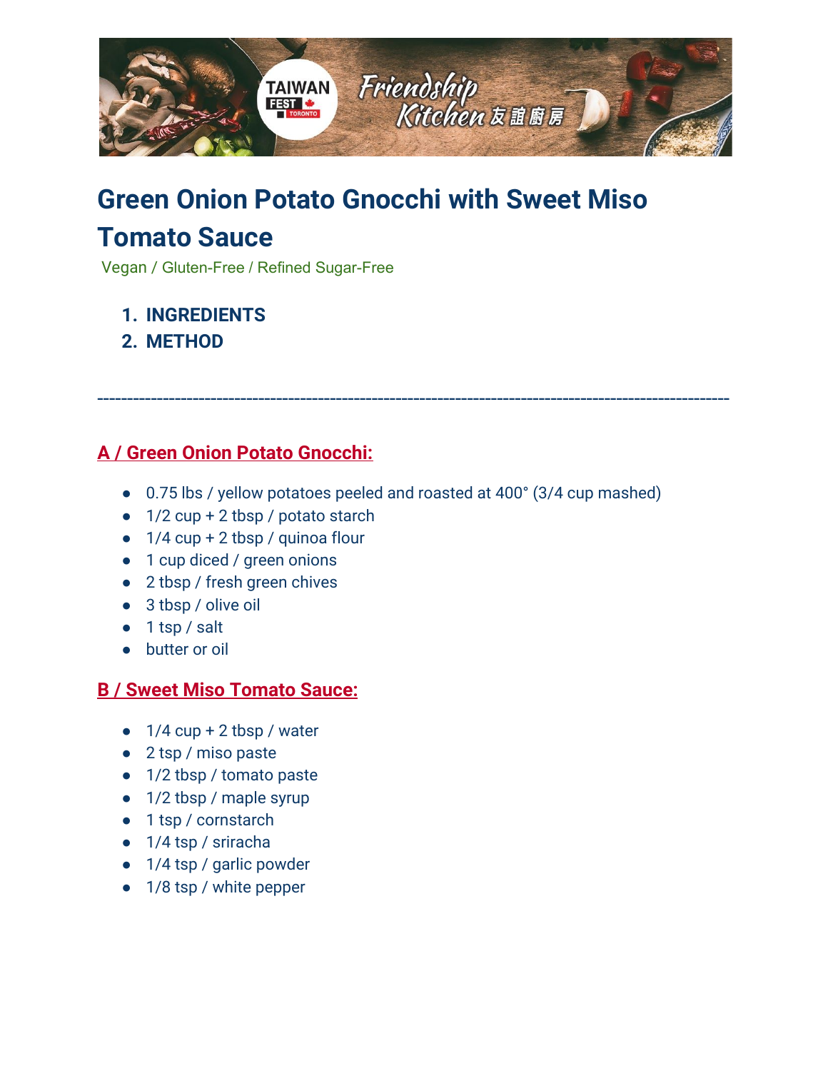# Green Onion Potato Gnocchi with Sweet Miso Tomato Sauce

Vegan / Gluten-Free / Refined Sugar-Free

1. **INGREDIENTS**
2. **METHOD**

---

## A / Green Onion Potato Gnocchi:

- 0.75 lbs / yellow potatoes peeled and roasted at 400° (3/4 cup mashed)
- 1/2 cup + 2 tbsp / potato starch
- 1/4 cup + 2 tbsp / quinoa flour
- 1 cup diced / green onions
- 2 tbsp / fresh green chives
- 3 tbsp / olive oil
- 1 tsp / salt
- butter or oil

## B / Sweet Miso Tomato Sauce:

- 1/4 cup + 2 tbsp / water
- 2 tsp / miso paste
- 1/2 tbsp / tomato paste
- 1/2 tbsp / maple syrup
- 1 tsp / cornstarch
- 1/4 tsp / sriracha
- 1/4 tsp / garlic powder
- 1/8 tsp / white pepper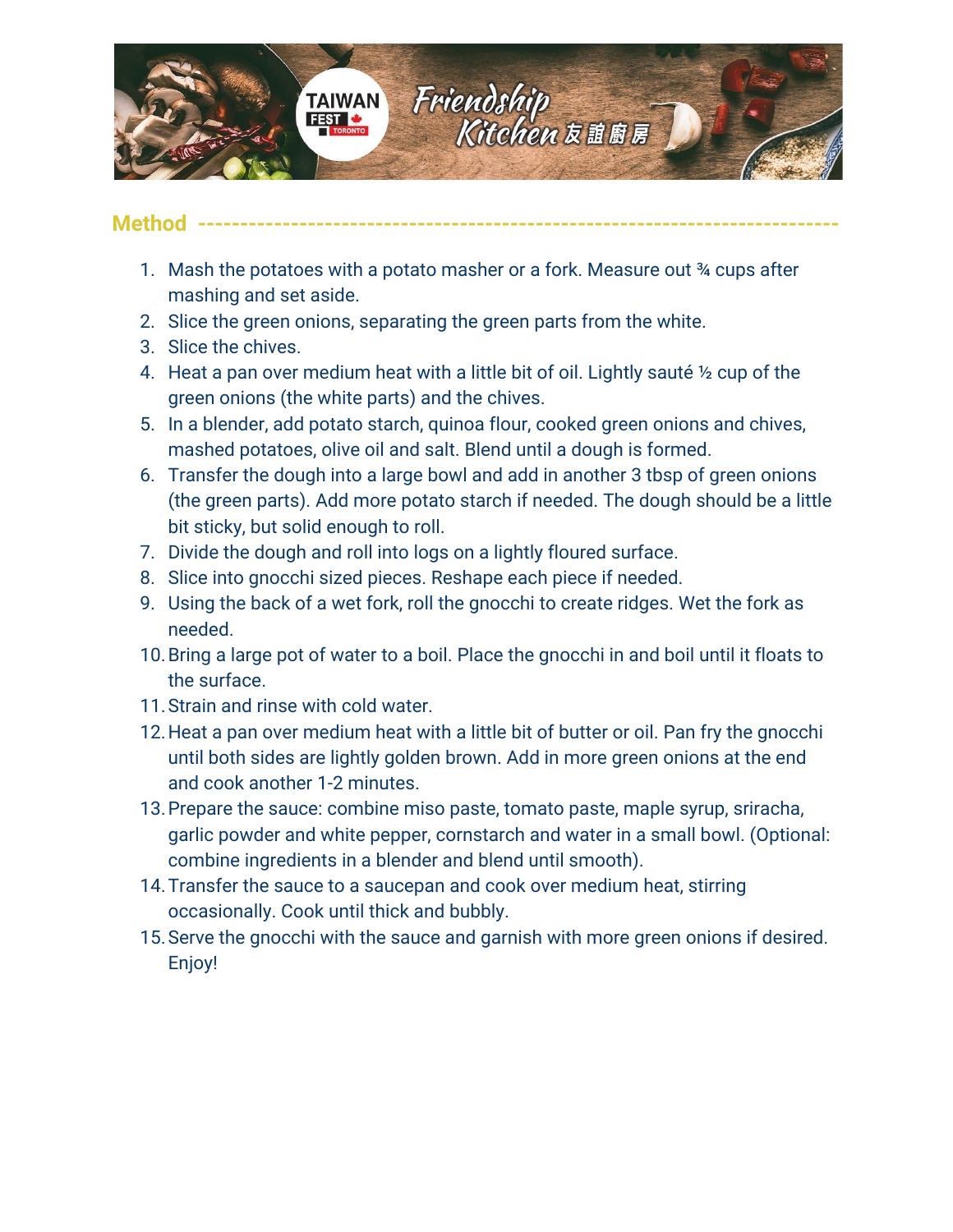## Method

1. Mash the potatoes with a potato masher or a fork. Measure out ¾ cups after mashing and set aside.
2. Slice the green onions, separating the green parts from the white.
3. Slice the chives.
4. Heat a pan over medium heat with a little bit of oil. Lightly sauté ½ cup of the green onions (the white parts) and the chives.
5. In a blender, add potato starch, quinoa flour, cooked green onions and chives, mashed potatoes, olive oil and salt. Blend until a dough is formed.
6. Transfer the dough into a large bowl and add in another 3 tbsp of green onions (the green parts). Add more potato starch if needed. The dough should be a little bit sticky, but solid enough to roll.
7. Divide the dough and roll into logs on a lightly floured surface.
8. Slice into gnocchi sized pieces. Reshape each piece if needed.
9. Using the back of a wet fork, roll the gnocchi to create ridges. Wet the fork as needed.
10. Bring a large pot of water to a boil. Place the gnocchi in and boil until it floats to the surface.
11. Strain and rinse with cold water.
12. Heat a pan over medium heat with a little bit of butter or oil. Pan fry the gnocchi until both sides are lightly golden brown. Add in more green onions at the end and cook another 1-2 minutes.
13. Prepare the sauce: combine miso paste, tomato paste, maple syrup, sriracha, garlic powder and white pepper, cornstarch and water in a small bowl. (Optional: combine ingredients in a blender and blend until smooth).
14. Transfer the sauce to a saucepan and cook over medium heat, stirring occasionally. Cook until thick and bubbly.
15. Serve the gnocchi with the sauce and garnish with more green onions if desired. Enjoy!